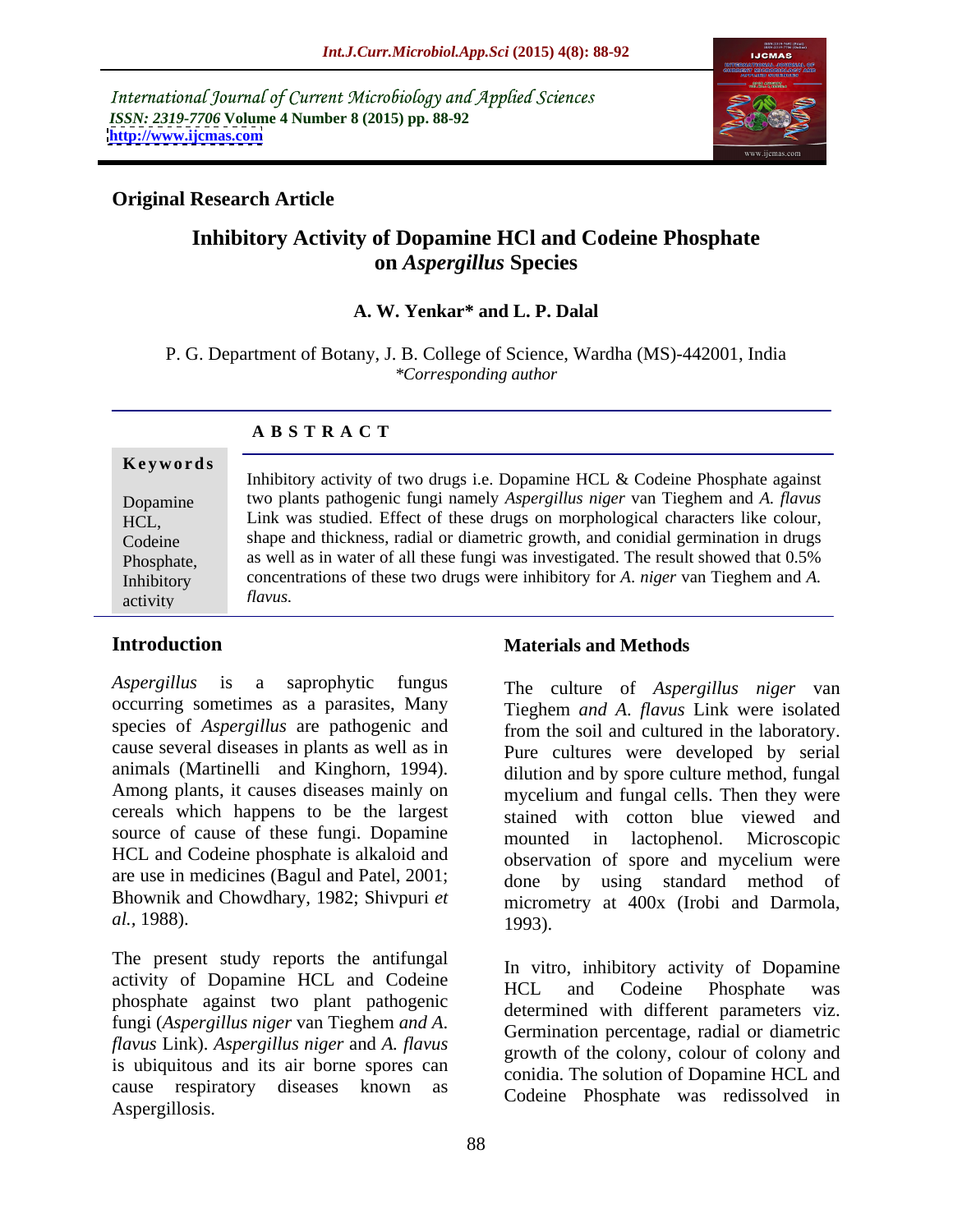International Journal of Current Microbiology and Applied Sciences
*ISSN: 2319-7706* **Volume 4 Number 8 (2015) pp. 88-92**
**http://www.ijcmas.com**

**Original Research Article**

# Inhibitory Activity of Dopamine HCl and Codeine Phosphate on *Aspergillus* Species

**A. W. Yenkar\* and L. P. Dalal**

P. G. Department of Botany, J. B. College of Science, Wardha (MS)-442001, India
*\*Corresponding author*

## A B S T R A C T

**Keywords**

Dopamine HCL, Codeine Phosphate, Inhibitory activity

Inhibitory activity of two drugs i.e. Dopamine HCL & Codeine Phosphate against two plants pathogenic fungi namely *Aspergillus niger* van Tieghem and *A. flavus* Link was studied. Effect of these drugs on morphological characters like colour, shape and thickness, radial or diametric growth, and conidial germination in drugs as well as in water of all these fungi was investigated. The result showed that 0.5% concentrations of these two drugs were inhibitory for *A. niger* van Tieghem and *A. flavus*.

## Introduction

*Aspergillus* is a saprophytic fungus occurring sometimes as a parasites, Many species of *Aspergillus* are pathogenic and cause several diseases in plants as well as in animals (Martinelli and Kinghorn, 1994). Among plants, it causes diseases mainly on cereals which happens to be the largest source of cause of these fungi. Dopamine HCL and Codeine phosphate is alkaloid and are use in medicines (Bagul and Patel, 2001; Bhownik and Chowdhary, 1982; Shivpuri *et al.*, 1988).

The present study reports the antifungal activity of Dopamine HCL and Codeine phosphate against two plant pathogenic fungi (*Aspergillus niger* van Tieghem *and A. flavus* Link). *Aspergillus niger* and *A. flavus* is ubiquitous and its air borne spores can cause respiratory diseases known as Aspergillosis.

## Materials and Methods

The culture of *Aspergillus niger* van Tieghem *and A. flavus* Link were isolated from the soil and cultured in the laboratory. Pure cultures were developed by serial dilution and by spore culture method, fungal mycelium and fungal cells. Then they were stained with cotton blue viewed and mounted in lactophenol. Microscopic observation of spore and mycelium were done by using standard method of micrometry at 400x (Irobi and Darmola, 1993).

In vitro, inhibitory activity of Dopamine HCL and Codeine Phosphate was determined with different parameters viz. Germination percentage, radial or diametric growth of the colony, colour of colony and conidia. The solution of Dopamine HCL and Codeine Phosphate was redissolved in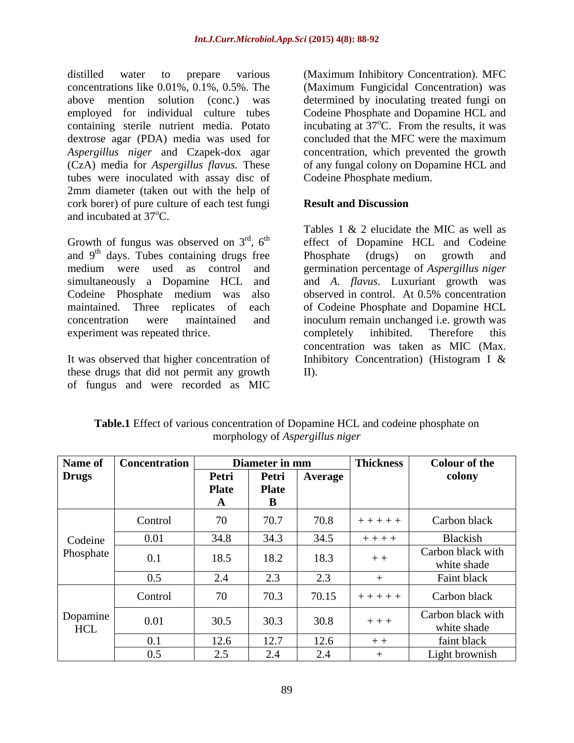distilled water to prepare various concentrations like 0.01%, 0.1%, 0.5%. The above mention solution (conc.) was employed for individual culture tubes containing sterile nutrient media. Potato dextrose agar (PDA) media was used for *Aspergillus niger* and Czapek-dox agar (CzA) media for *Aspergillus flavus.* These tubes were inoculated with assay disc of 2mm diameter (taken out with the help of cork borer) of pure culture of each test fungi and incubated at 37°C.

Growth of fungus was observed on 3rd, 6th and 9th days. Tubes containing drugs free medium were used as control and simultaneously a Dopamine HCL and Codeine Phosphate medium was also maintained. Three replicates of each concentration were maintained and experiment was repeated thrice.

It was observed that higher concentration of these drugs that did not permit any growth of fungus and were recorded as MIC (Maximum Inhibitory Concentration). MFC (Maximum Fungicidal Concentration) was determined by inoculating treated fungi on Codeine Phosphate and Dopamine HCL and incubating at 37°C. From the results, it was concluded that the MFC were the maximum concentration, which prevented the growth of any fungal colony on Dopamine HCL and Codeine Phosphate medium.

## Result and Discussion

Tables 1 & 2 elucidate the MIC as well as effect of Dopamine HCL and Codeine Phosphate (drugs) on growth and germination percentage of *Aspergillus niger* and *A. flavus*. Luxuriant growth was observed in control. At 0.5% concentration of Codeine Phosphate and Dopamine HCL inoculum remain unchanged i.e. growth was completely inhibited. Therefore this concentration was taken as MIC (Max. Inhibitory Concentration) (Histogram I & II).

**Table.1** Effect of various concentration of Dopamine HCL and codeine phosphate on morphology of *Aspergillus niger*

| Name of Drugs | Concentration | Diameter in mm | | | Thickness | Colour of the colony |
|---|---|---|---|---|---|---|
| | | Petri Plate A | Petri Plate B | Average | | |
| Codeine Phosphate | Control | 70 | 70.7 | 70.8 | + + + + + | Carbon black |
| | 0.01 | 34.8 | 34.3 | 34.5 | + + + + | Blackish |
| | 0.1 | 18.5 | 18.2 | 18.3 | + + | Carbon black with white shade |
| | 0.5 | 2.4 | 2.3 | 2.3 | + | Faint black |
| Dopamine HCL | Control | 70 | 70.3 | 70.15 | + + + + + | Carbon black |
| | 0.01 | 30.5 | 30.3 | 30.8 | + + + | Carbon black with white shade |
| | 0.1 | 12.6 | 12.7 | 12.6 | + + | faint black |
| | 0.5 | 2.5 | 2.4 | 2.4 | + | Light brownish |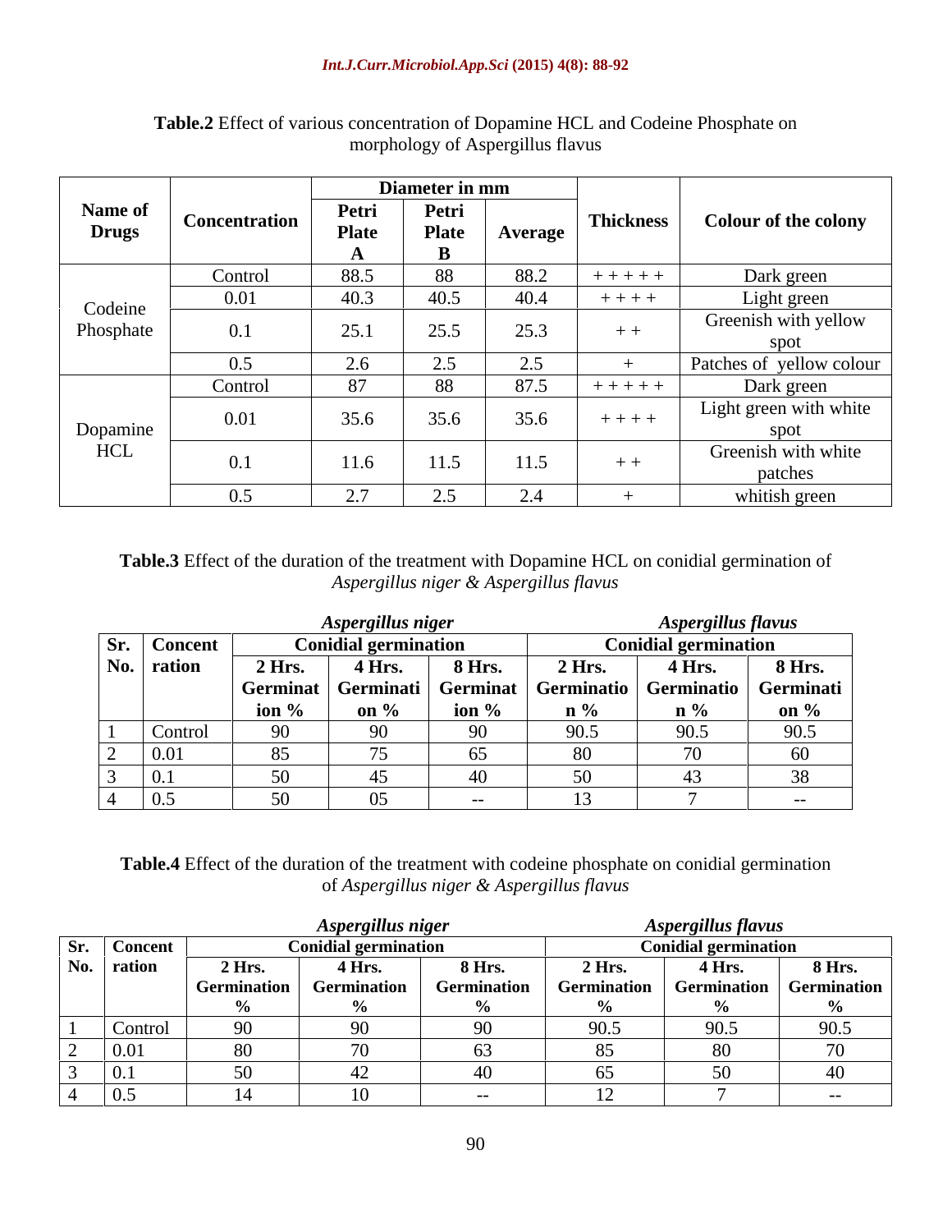**Table.2** Effect of various concentration of Dopamine HCL and Codeine Phosphate on morphology of Aspergillus flavus

| Name of Drugs | Concentration | Diameter in mm | | | Thickness | Colour of the colony |
|---|---|---|---|---|---|---|
| | | Petri Plate A | Petri Plate B | Average | | |
| Codeine Phosphate | Control | 88.5 | 88 | 88.2 | + + + + + | Dark green |
| | 0.01 | 40.3 | 40.5 | 40.4 | + + + + | Light green |
| | 0.1 | 25.1 | 25.5 | 25.3 | + + | Greenish with yellow spot |
| | 0.5 | 2.6 | 2.5 | 2.5 | + | Patches of yellow colour |
| Dopamine HCL | Control | 87 | 88 | 87.5 | + + + + + | Dark green |
| | 0.01 | 35.6 | 35.6 | 35.6 | + + + + | Light green with white spot |
| | 0.1 | 11.6 | 11.5 | 11.5 | + + | Greenish with white patches |
| | 0.5 | 2.7 | 2.5 | 2.4 | + | whitish green |

**Table.3** Effect of the duration of the treatment with Dopamine HCL on conidial germination of *Aspergillus niger & Aspergillus flavus*

| Sr. No. | Concentration | *Aspergillus niger* Conidial germination | | | *Aspergillus flavus* Conidial germination | | |
|---|---|---|---|---|---|---|---|
| | | 2 Hrs. Germination % | 4 Hrs. Germination % | 8 Hrs. Germination % | 2 Hrs. Germination % | 4 Hrs. Germination % | 8 Hrs. Germination % |
| 1 | Control | 90 | 90 | 90 | 90.5 | 90.5 | 90.5 |
| 2 | 0.01 | 85 | 75 | 65 | 80 | 70 | 60 |
| 3 | 0.1 | 50 | 45 | 40 | 50 | 43 | 38 |
| 4 | 0.5 | 50 | 05 | -- | 13 | 7 | -- |

**Table.4** Effect of the duration of the treatment with codeine phosphate on conidial germination of *Aspergillus niger & Aspergillus flavus*

| Sr. No. | Concentration | *Aspergillus niger* Conidial germination | | | *Aspergillus flavus* Conidial germination | | |
|---|---|---|---|---|---|---|---|
| | | 2 Hrs. Germination % | 4 Hrs. Germination % | 8 Hrs. Germination % | 2 Hrs. Germination % | 4 Hrs. Germination % | 8 Hrs. Germination % |
| 1 | Control | 90 | 90 | 90 | 90.5 | 90.5 | 90.5 |
| 2 | 0.01 | 80 | 70 | 63 | 85 | 80 | 70 |
| 3 | 0.1 | 50 | 42 | 40 | 65 | 50 | 40 |
| 4 | 0.5 | 14 | 10 | -- | 12 | 7 | -- |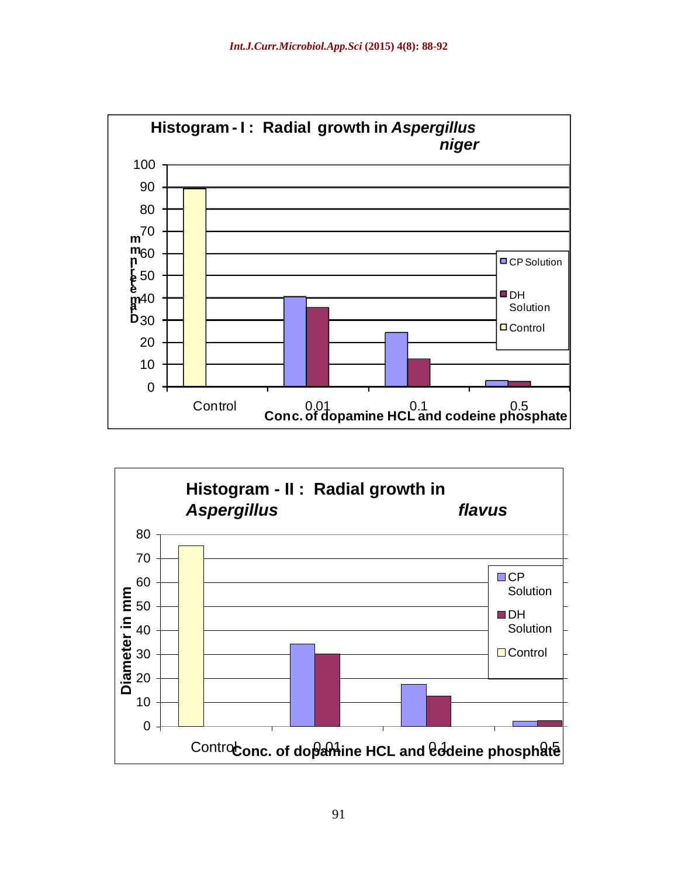**Histogram - I : Radial growth in *Aspergillus niger***

Diameter in mm

100
90
80
70
60
50
40
30
20
10
0

Control 0.01 0.1 0.5

**Conc. of dopamine HCL and codeine phosphate**

CP Solution

DH Solution

Control

**Histogram - II : Radial growth in *Aspergillus flavus***

**Diameter in mm**

80
70
60
50
40
30
20
10
0

Control 0.01 0.1 0.5

**Conc. of dopamine HCL and codeine phosphate**

CP Solution

DH Solution

Control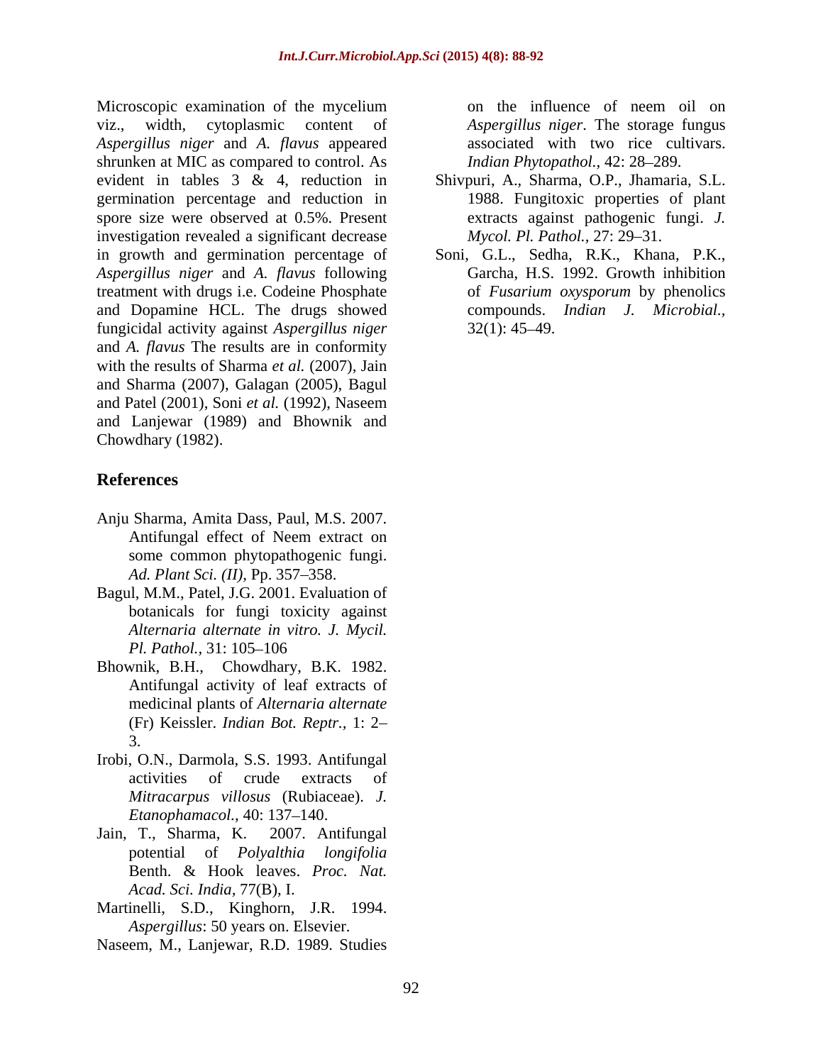Microscopic examination of the mycelium viz., width, cytoplasmic content of *Aspergillus niger* and *A. flavus* appeared shrunken at MIC as compared to control. As evident in tables 3 & 4, reduction in germination percentage and reduction in spore size were observed at 0.5%. Present investigation revealed a significant decrease in growth and germination percentage of *Aspergillus niger* and *A. flavus* following treatment with drugs i.e. Codeine Phosphate and Dopamine HCL. The drugs showed fungicidal activity against *Aspergillus niger* and *A. flavus* The results are in conformity with the results of Sharma *et al.* (2007), Jain and Sharma (2007), Galagan (2005), Bagul and Patel (2001), Soni *et al.* (1992), Naseem and Lanjewar (1989) and Bhownik and Chowdhary (1982).

## References

Anju Sharma, Amita Dass, Paul, M.S. 2007. Antifungal effect of Neem extract on some common phytopathogenic fungi. *Ad. Plant Sci. (II),* Pp. 357–358.

Bagul, M.M., Patel, J.G. 2001. Evaluation of botanicals for fungi toxicity against *Alternaria alternate in vitro. J. Mycil. Pl. Pathol.,* 31: 105–106

Bhownik, B.H., Chowdhary, B.K. 1982. Antifungal activity of leaf extracts of medicinal plants of *Alternaria alternate* (Fr) Keissler. *Indian Bot. Reptr.,* 1: 2–3.

Irobi, O.N., Darmola, S.S. 1993. Antifungal activities of crude extracts of *Mitracarpus villosus* (Rubiaceae). *J. Etanophamacol.,* 40: 137–140.

Jain, T., Sharma, K. 2007. Antifungal potential of *Polyalthia longifolia* Benth. & Hook leaves. *Proc. Nat. Acad. Sci. India*, 77(B), I.

Martinelli, S.D., Kinghorn, J.R. 1994. *Aspergillus*: 50 years on. Elsevier.

Naseem, M., Lanjewar, R.D. 1989. Studies on the influence of neem oil on *Aspergillus niger*. The storage fungus associated with two rice cultivars. *Indian Phytopathol.,* 42: 28–289.

Shivpuri, A., Sharma, O.P., Jhamaria, S.L. 1988. Fungitoxic properties of plant extracts against pathogenic fungi. *J. Mycol. Pl. Pathol.,* 27: 29–31.

Soni, G.L., Sedha, R.K., Khana, P.K., Garcha, H.S. 1992. Growth inhibition of *Fusarium oxysporum* by phenolics compounds. *Indian J. Microbial.,* 32(1): 45–49.